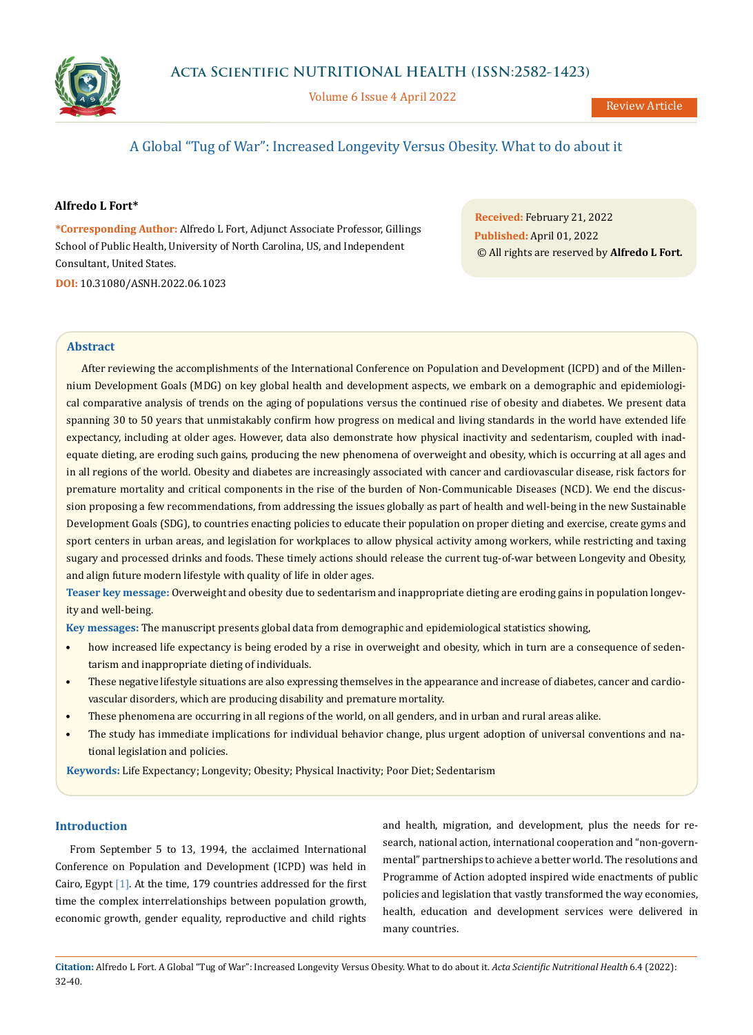Review Article

# A Global "Tug of War": Increased Longevity Versus Obesity. What to do about it

**Alfredo L Fort***

***Corresponding Author:** Alfredo L Fort, Adjunct Associate Professor, Gillings School of Public Health, University of North Carolina, US, and Independent Consultant, United States.

**DOI:** 10.31080/ASNH.2022.06.1023

**Received:** February 21, 2022
**Published:** April 01, 2022
© All rights are reserved by **Alfredo L Fort.**

## Abstract

After reviewing the accomplishments of the International Conference on Population and Development (ICPD) and of the Millennium Development Goals (MDG) on key global health and development aspects, we embark on a demographic and epidemiological comparative analysis of trends on the aging of populations versus the continued rise of obesity and diabetes. We present data spanning 30 to 50 years that unmistakably confirm how progress on medical and living standards in the world have extended life expectancy, including at older ages. However, data also demonstrate how physical inactivity and sedentarism, coupled with inadequate dieting, are eroding such gains, producing the new phenomena of overweight and obesity, which is occurring at all ages and in all regions of the world. Obesity and diabetes are increasingly associated with cancer and cardiovascular disease, risk factors for premature mortality and critical components in the rise of the burden of Non-Communicable Diseases (NCD). We end the discussion proposing a few recommendations, from addressing the issues globally as part of health and well-being in the new Sustainable Development Goals (SDG), to countries enacting policies to educate their population on proper dieting and exercise, create gyms and sport centers in urban areas, and legislation for workplaces to allow physical activity among workers, while restricting and taxing sugary and processed drinks and foods. These timely actions should release the current tug-of-war between Longevity and Obesity, and align future modern lifestyle with quality of life in older ages.

**Teaser key message:** Overweight and obesity due to sedentarism and inappropriate dieting are eroding gains in population longevity and well-being.

**Key messages:** The manuscript presents global data from demographic and epidemiological statistics showing,

- how increased life expectancy is being eroded by a rise in overweight and obesity, which in turn are a consequence of sedentarism and inappropriate dieting of individuals.
- These negative lifestyle situations are also expressing themselves in the appearance and increase of diabetes, cancer and cardiovascular disorders, which are producing disability and premature mortality.
- These phenomena are occurring in all regions of the world, on all genders, and in urban and rural areas alike.
- The study has immediate implications for individual behavior change, plus urgent adoption of universal conventions and national legislation and policies.

**Keywords:** Life Expectancy; Longevity; Obesity; Physical Inactivity; Poor Diet; Sedentarism

## Introduction

From September 5 to 13, 1994, the acclaimed International Conference on Population and Development (ICPD) was held in Cairo, Egypt [1]. At the time, 179 countries addressed for the first time the complex interrelationships between population growth, economic growth, gender equality, reproductive and child rights and health, migration, and development, plus the needs for research, national action, international cooperation and "non-governmental" partnerships to achieve a better world. The resolutions and Programme of Action adopted inspired wide enactments of public policies and legislation that vastly transformed the way economies, health, education and development services were delivered in many countries.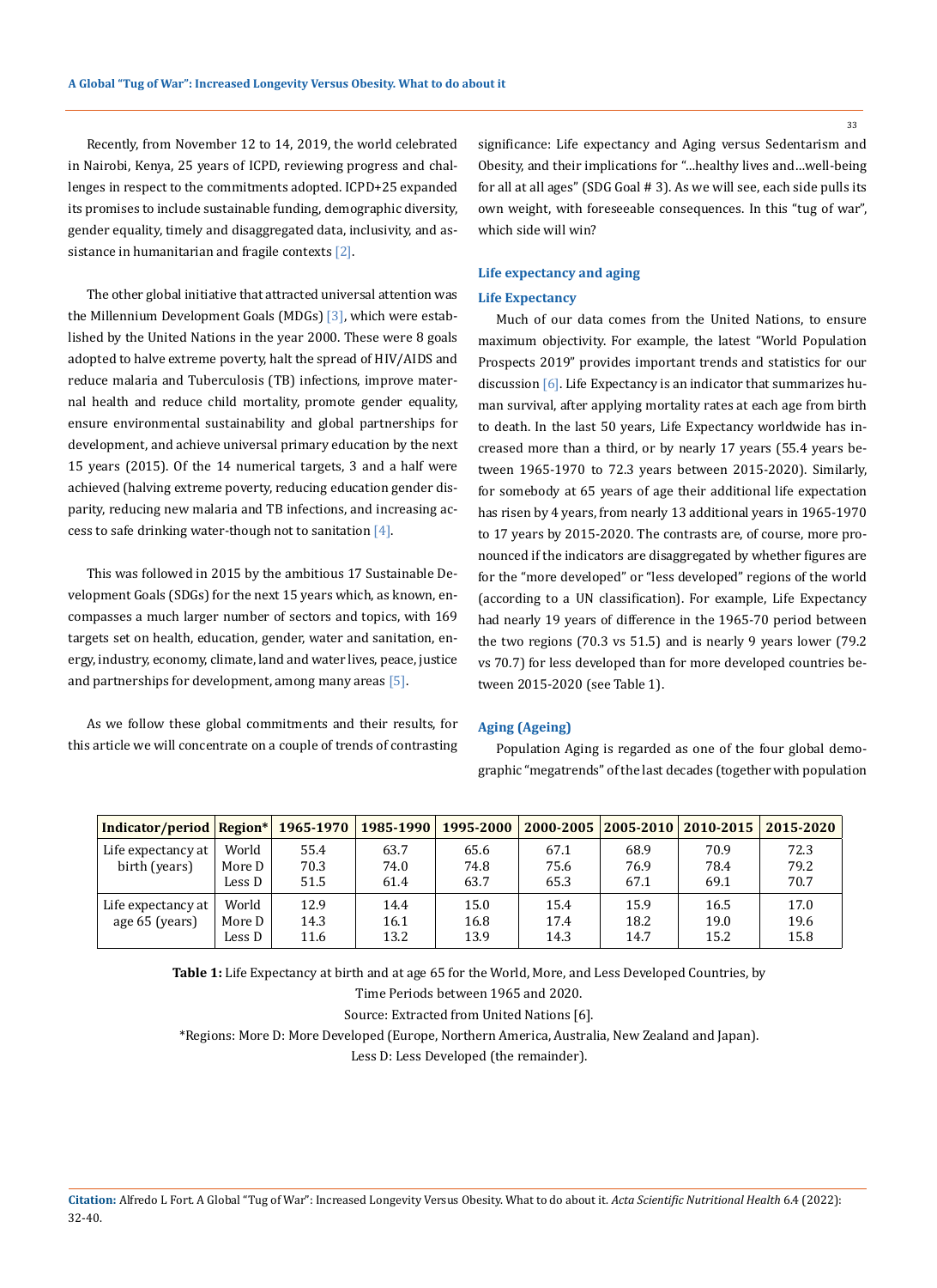Recently, from November 12 to 14, 2019, the world celebrated in Nairobi, Kenya, 25 years of ICPD, reviewing progress and challenges in respect to the commitments adopted. ICPD+25 expanded its promises to include sustainable funding, demographic diversity, gender equality, timely and disaggregated data, inclusivity, and assistance in humanitarian and fragile contexts [2].

The other global initiative that attracted universal attention was the Millennium Development Goals (MDGs) [3], which were established by the United Nations in the year 2000. These were 8 goals adopted to halve extreme poverty, halt the spread of HIV/AIDS and reduce malaria and Tuberculosis (TB) infections, improve maternal health and reduce child mortality, promote gender equality, ensure environmental sustainability and global partnerships for development, and achieve universal primary education by the next 15 years (2015). Of the 14 numerical targets, 3 and a half were achieved (halving extreme poverty, reducing education gender disparity, reducing new malaria and TB infections, and increasing access to safe drinking water-though not to sanitation [4].

This was followed in 2015 by the ambitious 17 Sustainable Development Goals (SDGs) for the next 15 years which, as known, encompasses a much larger number of sectors and topics, with 169 targets set on health, education, gender, water and sanitation, energy, industry, economy, climate, land and water lives, peace, justice and partnerships for development, among many areas [5].

As we follow these global commitments and their results, for this article we will concentrate on a couple of trends of contrasting significance: Life expectancy and Aging versus Sedentarism and Obesity, and their implications for "...healthy lives and...well-being for all at all ages" (SDG Goal # 3). As we will see, each side pulls its own weight, with foreseeable consequences. In this "tug of war", which side will win?

## Life expectancy and aging

### Life Expectancy

Much of our data comes from the United Nations, to ensure maximum objectivity. For example, the latest "World Population Prospects 2019" provides important trends and statistics for our discussion [6]. Life Expectancy is an indicator that summarizes human survival, after applying mortality rates at each age from birth to death. In the last 50 years, Life Expectancy worldwide has increased more than a third, or by nearly 17 years (55.4 years between 1965-1970 to 72.3 years between 2015-2020). Similarly, for somebody at 65 years of age their additional life expectation has risen by 4 years, from nearly 13 additional years in 1965-1970 to 17 years by 2015-2020. The contrasts are, of course, more pronounced if the indicators are disaggregated by whether figures are for the "more developed" or "less developed" regions of the world (according to a UN classification). For example, Life Expectancy had nearly 19 years of difference in the 1965-70 period between the two regions (70.3 vs 51.5) and is nearly 9 years lower (79.2 vs 70.7) for less developed than for more developed countries between 2015-2020 (see Table 1).

### Aging (Ageing)

Population Aging is regarded as one of the four global demographic "megatrends" of the last decades (together with population

| Indicator/period | Region* | 1965-1970 | 1985-1990 | 1995-2000 | 2000-2005 | 2005-2010 | 2010-2015 | 2015-2020 |
|---|---|---|---|---|---|---|---|---|
| Life expectancy at birth (years) | World | 55.4 | 63.7 | 65.6 | 67.1 | 68.9 | 70.9 | 72.3 |
| | More D | 70.3 | 74.0 | 74.8 | 75.6 | 76.9 | 78.4 | 79.2 |
| | Less D | 51.5 | 61.4 | 63.7 | 65.3 | 67.1 | 69.1 | 70.7 |
| Life expectancy at age 65 (years) | World | 12.9 | 14.4 | 15.0 | 15.4 | 15.9 | 16.5 | 17.0 |
| | More D | 14.3 | 16.1 | 16.8 | 17.4 | 18.2 | 19.0 | 19.6 |
| | Less D | 11.6 | 13.2 | 13.9 | 14.3 | 14.7 | 15.2 | 15.8 |

**Table 1:** Life Expectancy at birth and at age 65 for the World, More, and Less Developed Countries, by Time Periods between 1965 and 2020.

Source: Extracted from United Nations [6].

*Regions: More D: More Developed (Europe, Northern America, Australia, New Zealand and Japan).

Less D: Less Developed (the remainder).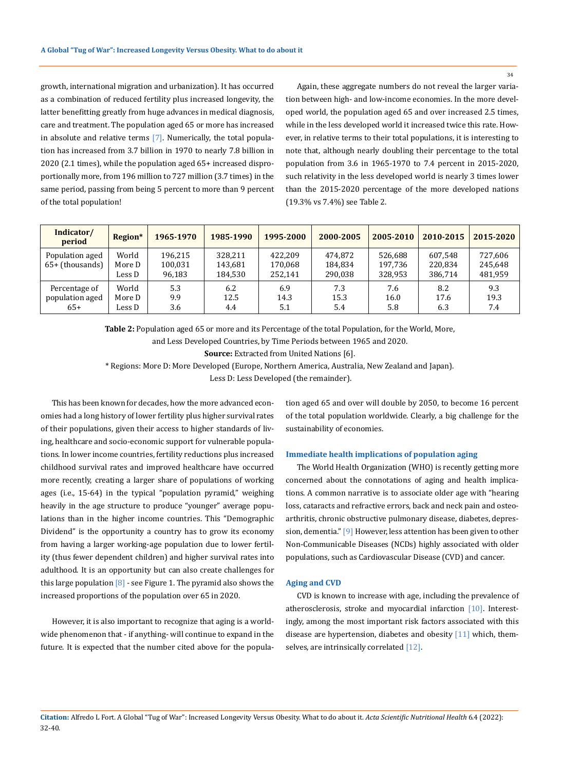growth, international migration and urbanization). It has occurred as a combination of reduced fertility plus increased longevity, the latter benefitting greatly from huge advances in medical diagnosis, care and treatment. The population aged 65 or more has increased in absolute and relative terms [7]. Numerically, the total population has increased from 3.7 billion in 1970 to nearly 7.8 billion in 2020 (2.1 times), while the population aged 65+ increased disproportionally more, from 196 million to 727 million (3.7 times) in the same period, passing from being 5 percent to more than 9 percent of the total population!

Again, these aggregate numbers do not reveal the larger variation between high- and low-income economies. In the more developed world, the population aged 65 and over increased 2.5 times, while in the less developed world it increased twice this rate. However, in relative terms to their total populations, it is interesting to note that, although nearly doubling their percentage to the total population from 3.6 in 1965-1970 to 7.4 percent in 2015-2020, such relativity in the less developed world is nearly 3 times lower than the 2015-2020 percentage of the more developed nations (19.3% vs 7.4%) see Table 2.

| Indicator/ period | Region* | 1965-1970 | 1985-1990 | 1995-2000 | 2000-2005 | 2005-2010 | 2010-2015 | 2015-2020 |
|---|---|---|---|---|---|---|---|---|
| Population aged 65+ (thousands) | World | 196,215 | 328,211 | 422,209 | 474,872 | 526,688 | 607,548 | 727,606 |
| | More D | 100,031 | 143,681 | 170,068 | 184,834 | 197,736 | 220,834 | 245,648 |
| | Less D | 96,183 | 184,530 | 252,141 | 290,038 | 328,953 | 386,714 | 481,959 |
| Percentage of population aged 65+ | World | 5.3 | 6.2 | 6.9 | 7.3 | 7.6 | 8.2 | 9.3 |
| | More D | 9.9 | 12.5 | 14.3 | 15.3 | 16.0 | 17.6 | 19.3 |
| | Less D | 3.6 | 4.4 | 5.1 | 5.4 | 5.8 | 6.3 | 7.4 |

**Table 2:** Population aged 65 or more and its Percentage of the total Population, for the World, More, and Less Developed Countries, by Time Periods between 1965 and 2020.

**Source:** Extracted from United Nations [6].

\* Regions: More D: More Developed (Europe, Northern America, Australia, New Zealand and Japan). Less D: Less Developed (the remainder).

This has been known for decades, how the more advanced economies had a long history of lower fertility plus higher survival rates of their populations, given their access to higher standards of living, healthcare and socio-economic support for vulnerable populations. In lower income countries, fertility reductions plus increased childhood survival rates and improved healthcare have occurred more recently, creating a larger share of populations of working ages (i.e., 15-64) in the typical "population pyramid," weighing heavily in the age structure to produce "younger" average populations than in the higher income countries. This "Demographic Dividend" is the opportunity a country has to grow its economy from having a larger working-age population due to lower fertility (thus fewer dependent children) and higher survival rates into adulthood. It is an opportunity but can also create challenges for this large population [8] - see Figure 1. The pyramid also shows the increased proportions of the population over 65 in 2020.

However, it is also important to recognize that aging is a worldwide phenomenon that - if anything- will continue to expand in the future. It is expected that the number cited above for the population aged 65 and over will double by 2050, to become 16 percent of the total population worldwide. Clearly, a big challenge for the sustainability of economies.

### Immediate health implications of population aging

The World Health Organization (WHO) is recently getting more concerned about the connotations of aging and health implications. A common narrative is to associate older age with "hearing loss, cataracts and refractive errors, back and neck pain and osteoarthritis, chronic obstructive pulmonary disease, diabetes, depression, dementia." [9] However, less attention has been given to other Non-Communicable Diseases (NCDs) highly associated with older populations, such as Cardiovascular Disease (CVD) and cancer.

### Aging and CVD

CVD is known to increase with age, including the prevalence of atherosclerosis, stroke and myocardial infarction [10]. Interestingly, among the most important risk factors associated with this disease are hypertension, diabetes and obesity [11] which, themselves, are intrinsically correlated [12].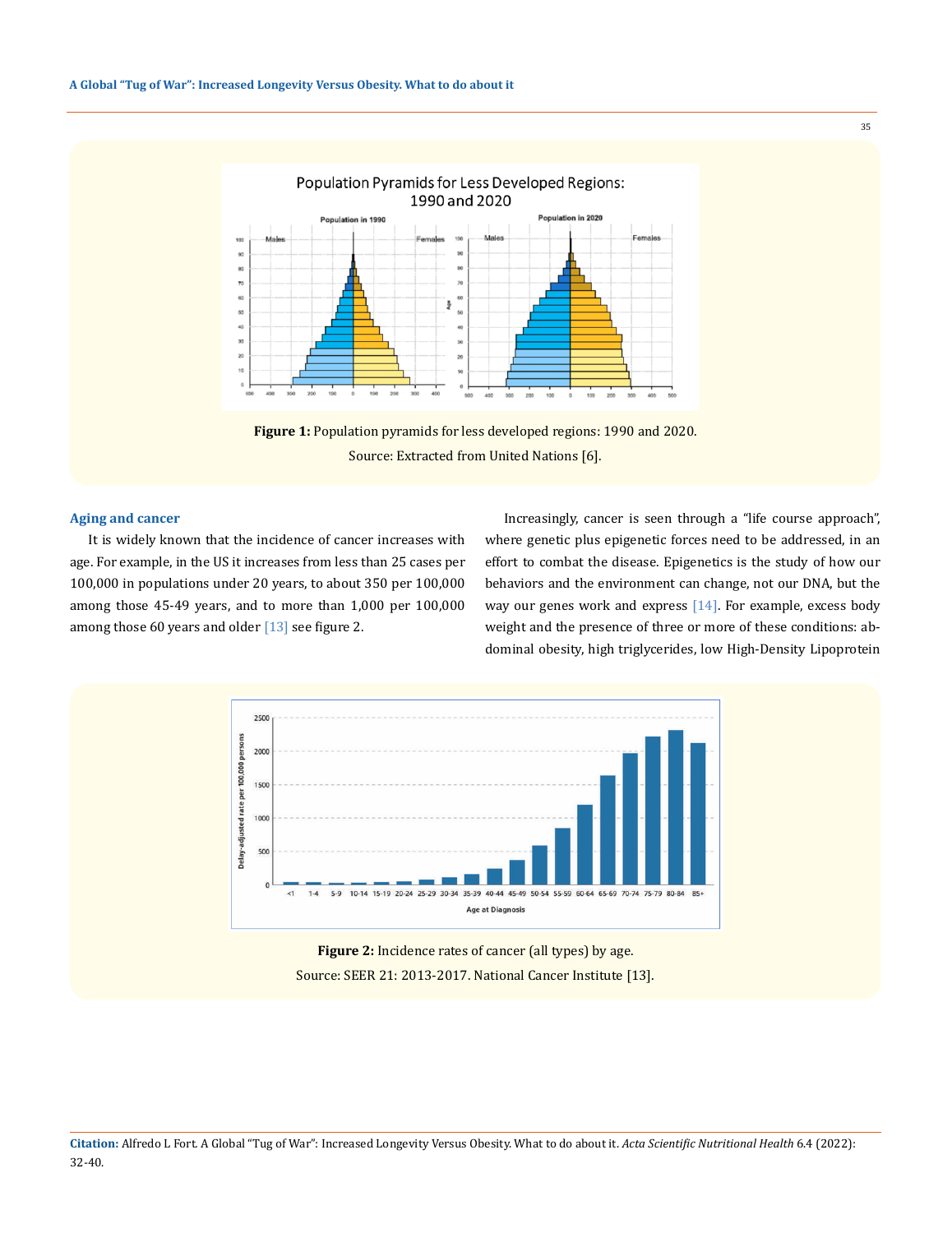Figure 1: Population pyramids for less developed regions: 1990 and 2020.

Source: Extracted from United Nations [6].

### Aging and cancer

It is widely known that the incidence of cancer increases with age. For example, in the US it increases from less than 25 cases per 100,000 in populations under 20 years, to about 350 per 100,000 among those 45-49 years, and to more than 1,000 per 100,000 among those 60 years and older [13] see figure 2.

Increasingly, cancer is seen through a "life course approach", where genetic plus epigenetic forces need to be addressed, in an effort to combat the disease. Epigenetics is the study of how our behaviors and the environment can change, not our DNA, but the way our genes work and express [14]. For example, excess body weight and the presence of three or more of these conditions: abdominal obesity, high triglycerides, low High-Density Lipoprotein

Figure 2: Incidence rates of cancer (all types) by age.

Source: SEER 21: 2013-2017. National Cancer Institute [13].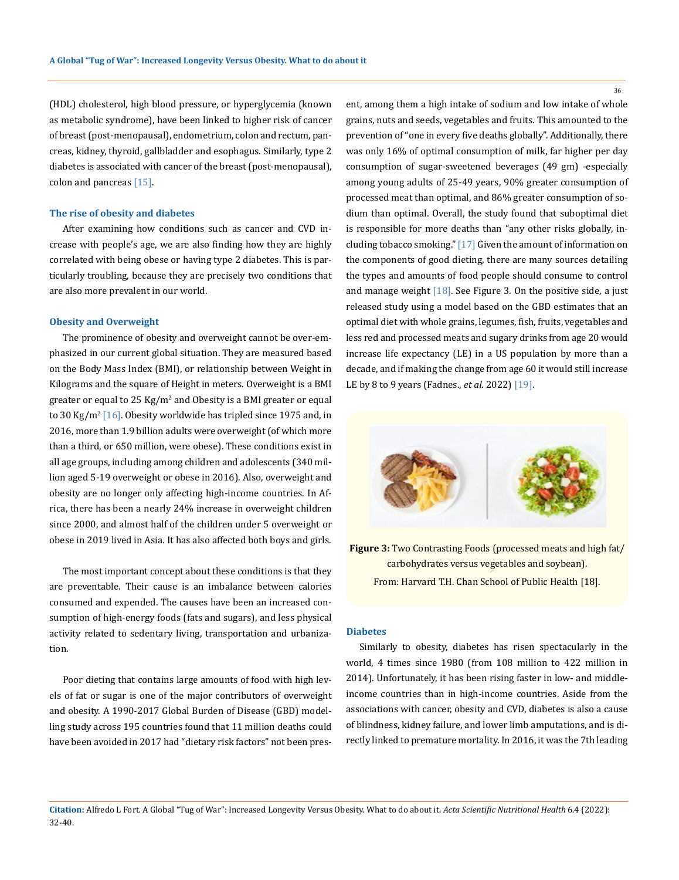(HDL) cholesterol, high blood pressure, or hyperglycemia (known as metabolic syndrome), have been linked to higher risk of cancer of breast (post-menopausal), endometrium, colon and rectum, pancreas, kidney, thyroid, gallbladder and esophagus. Similarly, type 2 diabetes is associated with cancer of the breast (post-menopausal), colon and pancreas [15].

### The rise of obesity and diabetes

After examining how conditions such as cancer and CVD increase with people's age, we are also finding how they are highly correlated with being obese or having type 2 diabetes. This is particularly troubling, because they are precisely two conditions that are also more prevalent in our world.

### Obesity and Overweight

The prominence of obesity and overweight cannot be over-emphasized in our current global situation. They are measured based on the Body Mass Index (BMI), or relationship between Weight in Kilograms and the square of Height in meters. Overweight is a BMI greater or equal to 25 $Kg/m^2$ and Obesity is a BMI greater or equal to 30 $Kg/m^2$ [16]. Obesity worldwide has tripled since 1975 and, in 2016, more than 1.9 billion adults were overweight (of which more than a third, or 650 million, were obese). These conditions exist in all age groups, including among children and adolescents (340 million aged 5-19 overweight or obese in 2016). Also, overweight and obesity are no longer only affecting high-income countries. In Africa, there has been a nearly 24% increase in overweight children since 2000, and almost half of the children under 5 overweight or obese in 2019 lived in Asia. It has also affected both boys and girls.

The most important concept about these conditions is that they are preventable. Their cause is an imbalance between calories consumed and expended. The causes have been an increased consumption of high-energy foods (fats and sugars), and less physical activity related to sedentary living, transportation and urbanization.

Poor dieting that contains large amounts of food with high levels of fat or sugar is one of the major contributors of overweight and obesity. A 1990-2017 Global Burden of Disease (GBD) modelling study across 195 countries found that 11 million deaths could have been avoided in 2017 had "dietary risk factors" not been present, among them a high intake of sodium and low intake of whole grains, nuts and seeds, vegetables and fruits. This amounted to the prevention of "one in every five deaths globally". Additionally, there was only 16% of optimal consumption of milk, far higher per day consumption of sugar-sweetened beverages (49 gm) -especially among young adults of 25-49 years, 90% greater consumption of processed meat than optimal, and 86% greater consumption of sodium than optimal. Overall, the study found that suboptimal diet is responsible for more deaths than "any other risks globally, including tobacco smoking." [17] Given the amount of information on the components of good dieting, there are many sources detailing the types and amounts of food people should consume to control and manage weight [18]. See Figure 3. On the positive side, a just released study using a model based on the GBD estimates that an optimal diet with whole grains, legumes, fish, fruits, vegetables and less red and processed meats and sugary drinks from age 20 would increase life expectancy (LE) in a US population by more than a decade, and if making the change from age 60 it would still increase LE by 8 to 9 years (Fadnes., *et al.* 2022) [19].

**Figure 3:** Two Contrasting Foods (processed meats and high fat/carbohydrates versus vegetables and soybean). From: Harvard T.H. Chan School of Public Health [18].

### Diabetes

Similarly to obesity, diabetes has risen spectacularly in the world, 4 times since 1980 (from 108 million to 422 million in 2014). Unfortunately, it has been rising faster in low- and middle-income countries than in high-income countries. Aside from the associations with cancer, obesity and CVD, diabetes is also a cause of blindness, kidney failure, and lower limb amputations, and is directly linked to premature mortality. In 2016, it was the 7th leading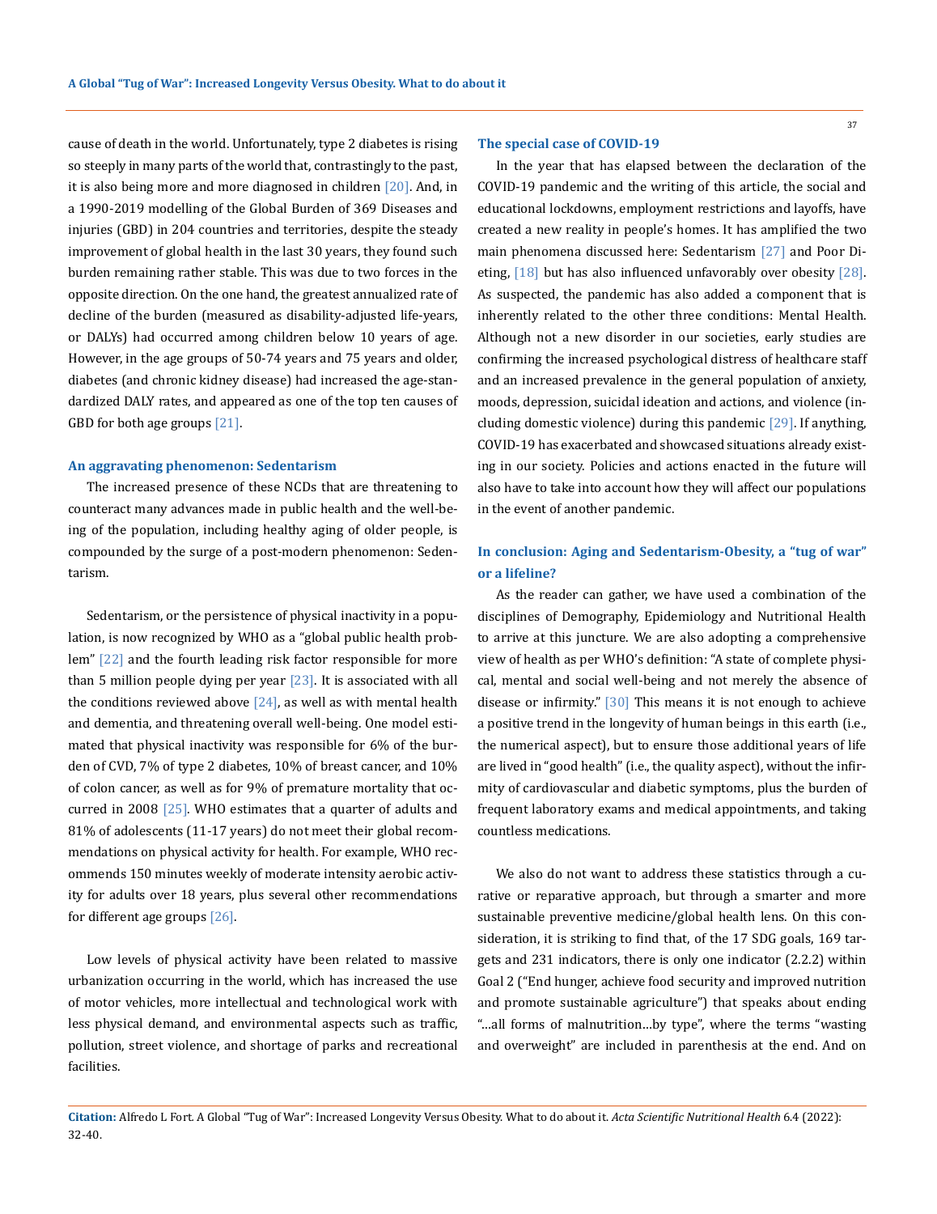cause of death in the world. Unfortunately, type 2 diabetes is rising so steeply in many parts of the world that, contrastingly to the past, it is also being more and more diagnosed in children [20]. And, in a 1990-2019 modelling of the Global Burden of 369 Diseases and injuries (GBD) in 204 countries and territories, despite the steady improvement of global health in the last 30 years, they found such burden remaining rather stable. This was due to two forces in the opposite direction. On the one hand, the greatest annualized rate of decline of the burden (measured as disability-adjusted life-years, or DALYs) had occurred among children below 10 years of age. However, in the age groups of 50-74 years and 75 years and older, diabetes (and chronic kidney disease) had increased the age-standardized DALY rates, and appeared as one of the top ten causes of GBD for both age groups [21].

### An aggravating phenomenon: Sedentarism

The increased presence of these NCDs that are threatening to counteract many advances made in public health and the well-being of the population, including healthy aging of older people, is compounded by the surge of a post-modern phenomenon: Sedentarism.

Sedentarism, or the persistence of physical inactivity in a population, is now recognized by WHO as a "global public health problem" [22] and the fourth leading risk factor responsible for more than 5 million people dying per year [23]. It is associated with all the conditions reviewed above [24], as well as with mental health and dementia, and threatening overall well-being. One model estimated that physical inactivity was responsible for 6% of the burden of CVD, 7% of type 2 diabetes, 10% of breast cancer, and 10% of colon cancer, as well as for 9% of premature mortality that occurred in 2008 [25]. WHO estimates that a quarter of adults and 81% of adolescents (11-17 years) do not meet their global recommendations on physical activity for health. For example, WHO recommends 150 minutes weekly of moderate intensity aerobic activity for adults over 18 years, plus several other recommendations for different age groups [26].

Low levels of physical activity have been related to massive urbanization occurring in the world, which has increased the use of motor vehicles, more intellectual and technological work with less physical demand, and environmental aspects such as traffic, pollution, street violence, and shortage of parks and recreational facilities.

### The special case of COVID-19

In the year that has elapsed between the declaration of the COVID-19 pandemic and the writing of this article, the social and educational lockdowns, employment restrictions and layoffs, have created a new reality in people's homes. It has amplified the two main phenomena discussed here: Sedentarism [27] and Poor Dieting, [18] but has also influenced unfavorably over obesity [28]. As suspected, the pandemic has also added a component that is inherently related to the other three conditions: Mental Health. Although not a new disorder in our societies, early studies are confirming the increased psychological distress of healthcare staff and an increased prevalence in the general population of anxiety, moods, depression, suicidal ideation and actions, and violence (including domestic violence) during this pandemic [29]. If anything, COVID-19 has exacerbated and showcased situations already existing in our society. Policies and actions enacted in the future will also have to take into account how they will affect our populations in the event of another pandemic.

### In conclusion: Aging and Sedentarism-Obesity, a "tug of war" or a lifeline?

As the reader can gather, we have used a combination of the disciplines of Demography, Epidemiology and Nutritional Health to arrive at this juncture. We are also adopting a comprehensive view of health as per WHO's definition: "A state of complete physical, mental and social well-being and not merely the absence of disease or infirmity." [30] This means it is not enough to achieve a positive trend in the longevity of human beings in this earth (i.e., the numerical aspect), but to ensure those additional years of life are lived in "good health" (i.e., the quality aspect), without the infirmity of cardiovascular and diabetic symptoms, plus the burden of frequent laboratory exams and medical appointments, and taking countless medications.

We also do not want to address these statistics through a curative or reparative approach, but through a smarter and more sustainable preventive medicine/global health lens. On this consideration, it is striking to find that, of the 17 SDG goals, 169 targets and 231 indicators, there is only one indicator (2.2.2) within Goal 2 ("End hunger, achieve food security and improved nutrition and promote sustainable agriculture") that speaks about ending "...all forms of malnutrition...by type", where the terms "wasting and overweight" are included in parenthesis at the end. And on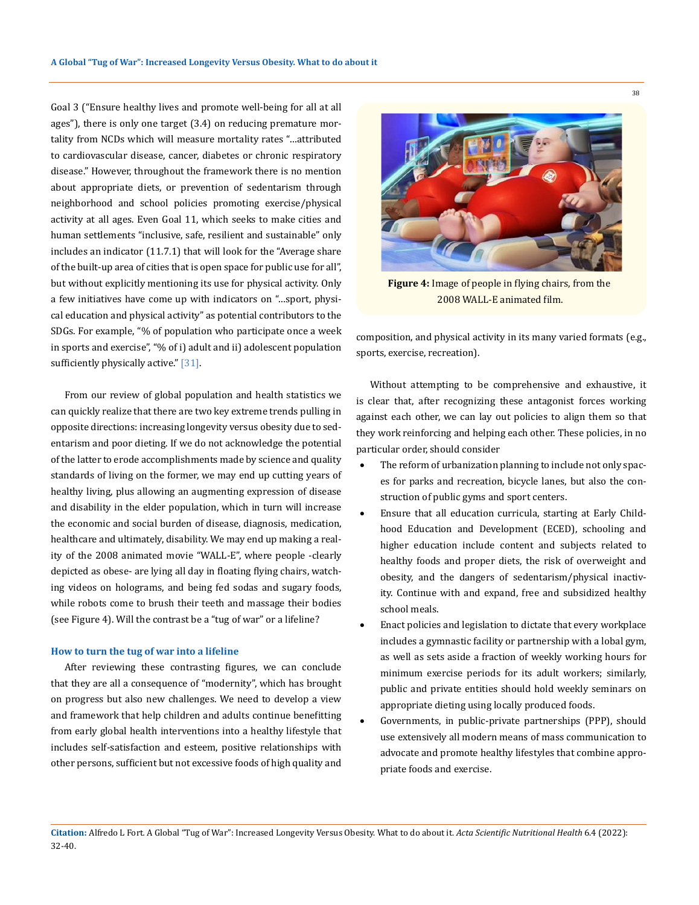Goal 3 ("Ensure healthy lives and promote well-being for all at all ages"), there is only one target (3.4) on reducing premature mortality from NCDs which will measure mortality rates "...attributed to cardiovascular disease, cancer, diabetes or chronic respiratory disease." However, throughout the framework there is no mention about appropriate diets, or prevention of sedentarism through neighborhood and school policies promoting exercise/physical activity at all ages. Even Goal 11, which seeks to make cities and human settlements "inclusive, safe, resilient and sustainable" only includes an indicator (11.7.1) that will look for the "Average share of the built-up area of cities that is open space for public use for all", but without explicitly mentioning its use for physical activity. Only a few initiatives have come up with indicators on "...sport, physical education and physical activity" as potential contributors to the SDGs. For example, "% of population who participate once a week in sports and exercise", "% of i) adult and ii) adolescent population sufficiently physically active." [31].

From our review of global population and health statistics we can quickly realize that there are two key extreme trends pulling in opposite directions: increasing longevity versus obesity due to sedentarism and poor dieting. If we do not acknowledge the potential of the latter to erode accomplishments made by science and quality standards of living on the former, we may end up cutting years of healthy living, plus allowing an augmenting expression of disease and disability in the elder population, which in turn will increase the economic and social burden of disease, diagnosis, medication, healthcare and ultimately, disability. We may end up making a reality of the 2008 animated movie "WALL-E", where people -clearly depicted as obese- are lying all day in floating flying chairs, watching videos on holograms, and being fed sodas and sugary foods, while robots come to brush their teeth and massage their bodies (see Figure 4). Will the contrast be a "tug of war" or a lifeline?

**Figure 4:** Image of people in flying chairs, from the 2008 WALL-E animated film.

### How to turn the tug of war into a lifeline

After reviewing these contrasting figures, we can conclude that they are all a consequence of "modernity", which has brought on progress but also new challenges. We need to develop a view and framework that help children and adults continue benefitting from early global health interventions into a healthy lifestyle that includes self-satisfaction and esteem, positive relationships with other persons, sufficient but not excessive foods of high quality and composition, and physical activity in its many varied formats (e.g., sports, exercise, recreation).

Without attempting to be comprehensive and exhaustive, it is clear that, after recognizing these antagonist forces working against each other, we can lay out policies to align them so that they work reinforcing and helping each other. These policies, in no particular order, should consider

- The reform of urbanization planning to include not only spaces for parks and recreation, bicycle lanes, but also the construction of public gyms and sport centers.
- Ensure that all education curricula, starting at Early Childhood Education and Development (ECED), schooling and higher education include content and subjects related to healthy foods and proper diets, the risk of overweight and obesity, and the dangers of sedentarism/physical inactivity. Continue with and expand, free and subsidized healthy school meals.
- Enact policies and legislation to dictate that every workplace includes a gymnastic facility or partnership with a lobal gym, as well as sets aside a fraction of weekly working hours for minimum exercise periods for its adult workers; similarly, public and private entities should hold weekly seminars on appropriate dieting using locally produced foods.
- Governments, in public-private partnerships (PPP), should use extensively all modern means of mass communication to advocate and promote healthy lifestyles that combine appropriate foods and exercise.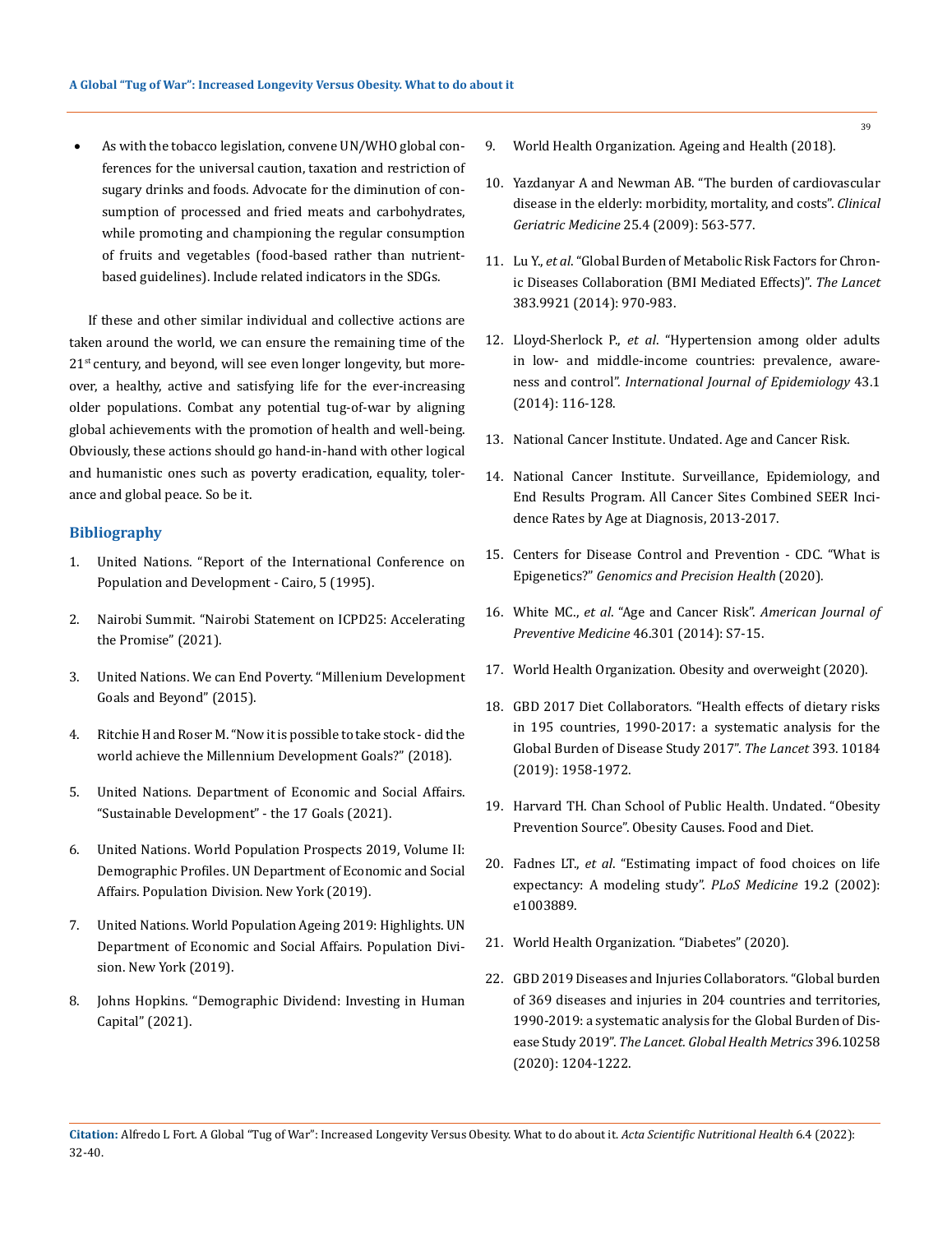- As with the tobacco legislation, convene UN/WHO global conferences for the universal caution, taxation and restriction of sugary drinks and foods. Advocate for the diminution of consumption of processed and fried meats and carbohydrates, while promoting and championing the regular consumption of fruits and vegetables (food-based rather than nutrient-based guidelines). Include related indicators in the SDGs.

If these and other similar individual and collective actions are taken around the world, we can ensure the remaining time of the 21st century, and beyond, will see even longer longevity, but moreover, a healthy, active and satisfying life for the ever-increasing older populations. Combat any potential tug-of-war by aligning global achievements with the promotion of health and well-being. Obviously, these actions should go hand-in-hand with other logical and humanistic ones such as poverty eradication, equality, tolerance and global peace. So be it.

## Bibliography

1. United Nations. "Report of the International Conference on Population and Development - Cairo, 5 (1995).
2. Nairobi Summit. "Nairobi Statement on ICPD25: Accelerating the Promise" (2021).
3. United Nations. We can End Poverty. "Millenium Development Goals and Beyond" (2015).
4. Ritchie H and Roser M. "Now it is possible to take stock - did the world achieve the Millennium Development Goals?" (2018).
5. United Nations. Department of Economic and Social Affairs. "Sustainable Development" - the 17 Goals (2021).
6. United Nations. World Population Prospects 2019, Volume II: Demographic Profiles. UN Department of Economic and Social Affairs. Population Division. New York (2019).
7. United Nations. World Population Ageing 2019: Highlights. UN Department of Economic and Social Affairs. Population Division. New York (2019).
8. Johns Hopkins. "Demographic Dividend: Investing in Human Capital" (2021).
9. World Health Organization. Ageing and Health (2018).
10. Yazdanyar A and Newman AB. "The burden of cardiovascular disease in the elderly: morbidity, mortality, and costs". *Clinical Geriatric Medicine* 25.4 (2009): 563-577.
11. Lu Y., *et al*. "Global Burden of Metabolic Risk Factors for Chronic Diseases Collaboration (BMI Mediated Effects)". *The Lancet* 383.9921 (2014): 970-983.
12. Lloyd-Sherlock P., *et al*. "Hypertension among older adults in low- and middle-income countries: prevalence, awareness and control". *International Journal of Epidemiology* 43.1 (2014): 116-128.
13. National Cancer Institute. Undated. Age and Cancer Risk.
14. National Cancer Institute. Surveillance, Epidemiology, and End Results Program. All Cancer Sites Combined SEER Incidence Rates by Age at Diagnosis, 2013-2017.
15. Centers for Disease Control and Prevention - CDC. "What is Epigenetics?" *Genomics and Precision Health* (2020).
16. White MC., *et al*. "Age and Cancer Risk". *American Journal of Preventive Medicine* 46.301 (2014): S7-15.
17. World Health Organization. Obesity and overweight (2020).
18. GBD 2017 Diet Collaborators. "Health effects of dietary risks in 195 countries, 1990-2017: a systematic analysis for the Global Burden of Disease Study 2017". *The Lancet* 393. 10184 (2019): 1958-1972.
19. Harvard TH. Chan School of Public Health. Undated. "Obesity Prevention Source". Obesity Causes. Food and Diet.
20. Fadnes LT., *et al*. "Estimating impact of food choices on life expectancy: A modeling study". *PLoS Medicine* 19.2 (2002): e1003889.
21. World Health Organization. "Diabetes" (2020).
22. GBD 2019 Diseases and Injuries Collaborators. "Global burden of 369 diseases and injuries in 204 countries and territories, 1990-2019: a systematic analysis for the Global Burden of Disease Study 2019". *The Lancet. Global Health Metrics* 396.10258 (2020): 1204-1222.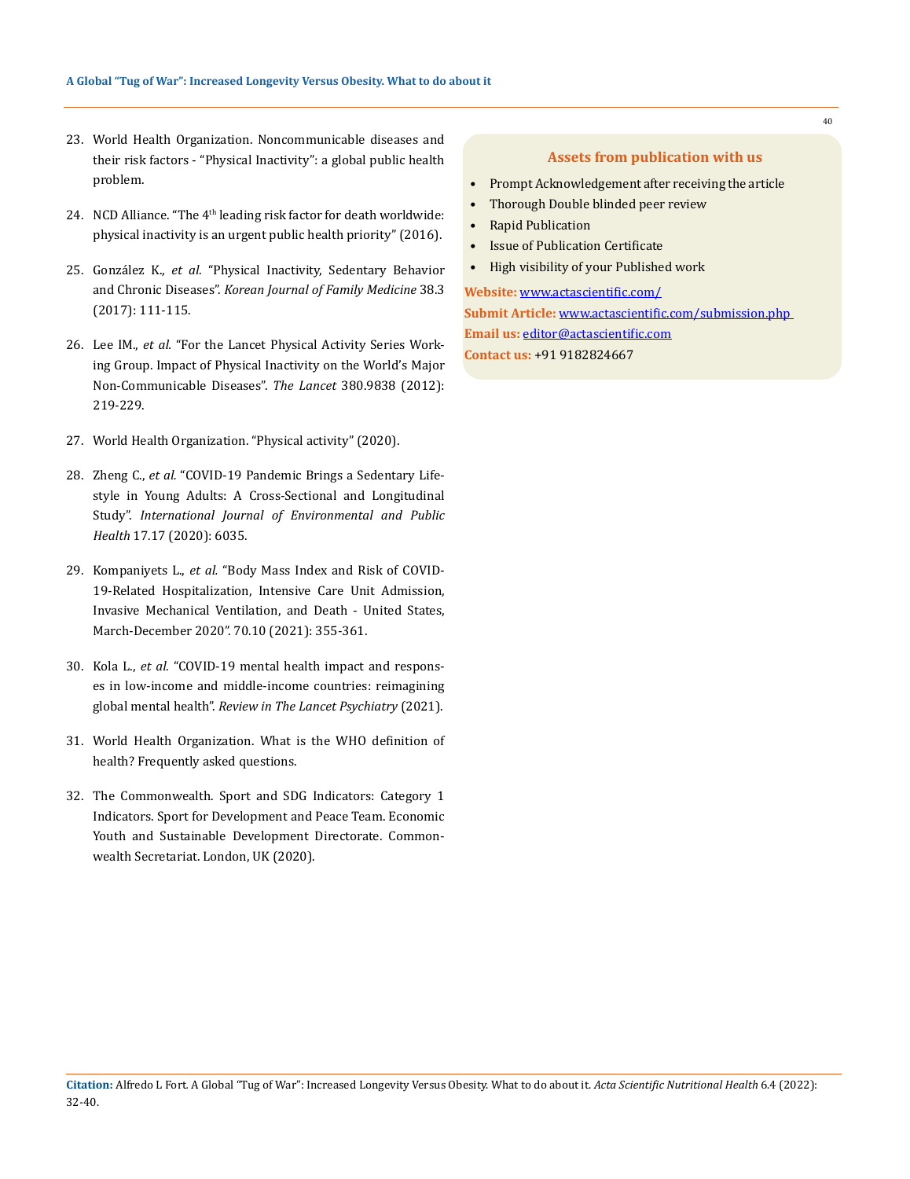23. World Health Organization. Noncommunicable diseases and their risk factors - "Physical Inactivity": a global public health problem.

24. NCD Alliance. "The 4th leading risk factor for death worldwide: physical inactivity is an urgent public health priority" (2016).

25. González K., *et al.* "Physical Inactivity, Sedentary Behavior and Chronic Diseases". *Korean Journal of Family Medicine* 38.3 (2017): 111-115.

26. Lee IM., *et al.* "For the Lancet Physical Activity Series Working Group. Impact of Physical Inactivity on the World's Major Non-Communicable Diseases". *The Lancet* 380.9838 (2012): 219-229.

27. World Health Organization. "Physical activity" (2020).

28. Zheng C., *et al.* "COVID-19 Pandemic Brings a Sedentary Lifestyle in Young Adults: A Cross-Sectional and Longitudinal Study". *International Journal of Environmental and Public Health* 17.17 (2020): 6035.

29. Kompaniyets L., *et al.* "Body Mass Index and Risk of COVID-19-Related Hospitalization, Intensive Care Unit Admission, Invasive Mechanical Ventilation, and Death - United States, March-December 2020". 70.10 (2021): 355-361.

30. Kola L., *et al.* "COVID-19 mental health impact and responses in low-income and middle-income countries: reimagining global mental health". *Review in The Lancet Psychiatry* (2021).

31. World Health Organization. What is the WHO definition of health? Frequently asked questions.

32. The Commonwealth. Sport and SDG Indicators: Category 1 Indicators. Sport for Development and Peace Team. Economic Youth and Sustainable Development Directorate. Commonwealth Secretariat. London, UK (2020).

**Assets from publication with us**

- Prompt Acknowledgement after receiving the article
- Thorough Double blinded peer review
- Rapid Publication
- Issue of Publication Certificate
- High visibility of your Published work

**Website:** www.actascientific.com/
**Submit Article:** www.actascientific.com/submission.php
**Email us:** editor@actascientific.com
**Contact us:** +91 9182824667